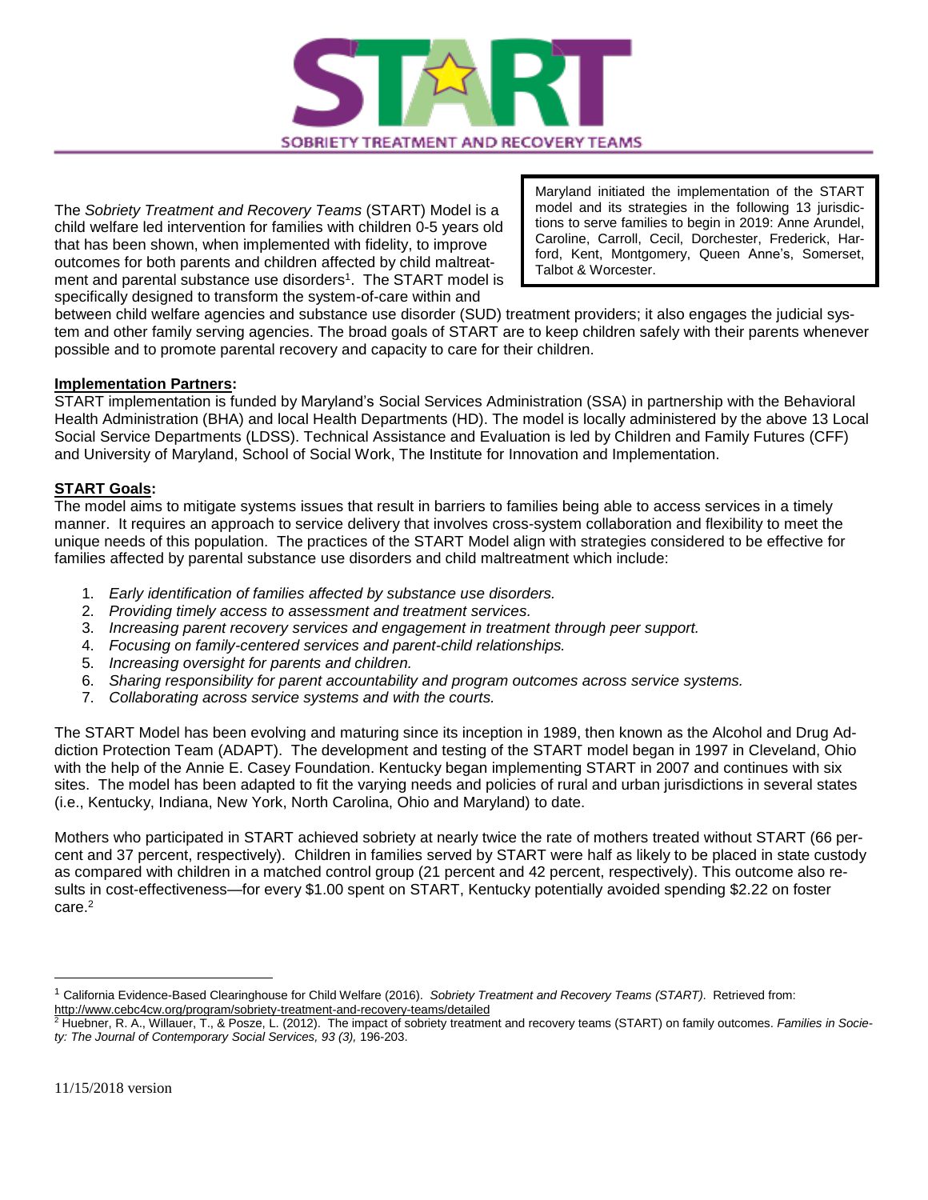# START

SOBRIETY TREATMENT AND RECOVERY TEAMS

Maryland initiated the implementation of the START model and its strategies in the following 13 jurisdictions to serve families to begin in 2019: Anne Arundel, Caroline, Carroll, Cecil, Dorchester, Frederick, Harford, Kent, Montgomery, Queen Anne's, Somerset, Talbot & Worcester.

The *Sobriety Treatment and Recovery Teams* (START) Model is a child welfare led intervention for families with children 0-5 years old that has been shown, when implemented with fidelity, to improve outcomes for both parents and children affected by child maltreatment and parental substance use disorders[1]. The START model is specifically designed to transform the system-of-care within and between child welfare agencies and substance use disorder (SUD) treatment providers; it also engages the judicial system and other family serving agencies. The broad goals of START are to keep children safely with their parents whenever possible and to promote parental recovery and capacity to care for their children.

**Implementation Partners:**

START implementation is funded by Maryland's Social Services Administration (SSA) in partnership with the Behavioral Health Administration (BHA) and local Health Departments (HD). The model is locally administered by the above 13 Local Social Service Departments (LDSS). Technical Assistance and Evaluation is led by Children and Family Futures (CFF) and University of Maryland, School of Social Work, The Institute for Innovation and Implementation.

**START Goals:**

The model aims to mitigate systems issues that result in barriers to families being able to access services in a timely manner. It requires an approach to service delivery that involves cross-system collaboration and flexibility to meet the unique needs of this population. The practices of the START Model align with strategies considered to be effective for families affected by parental substance use disorders and child maltreatment which include:

1. *Early identification of families affected by substance use disorders.*
2. *Providing timely access to assessment and treatment services.*
3. *Increasing parent recovery services and engagement in treatment through peer support.*
4. *Focusing on family-centered services and parent-child relationships.*
5. *Increasing oversight for parents and children.*
6. *Sharing responsibility for parent accountability and program outcomes across service systems.*
7. *Collaborating across service systems and with the courts.*

The START Model has been evolving and maturing since its inception in 1989, then known as the Alcohol and Drug Addiction Protection Team (ADAPT). The development and testing of the START model began in 1997 in Cleveland, Ohio with the help of the Annie E. Casey Foundation. Kentucky began implementing START in 2007 and continues with six sites. The model has been adapted to fit the varying needs and policies of rural and urban jurisdictions in several states (i.e., Kentucky, Indiana, New York, North Carolina, Ohio and Maryland) to date.

Mothers who participated in START achieved sobriety at nearly twice the rate of mothers treated without START (66 percent and 37 percent, respectively). Children in families served by START were half as likely to be placed in state custody as compared with children in a matched control group (21 percent and 42 percent, respectively). This outcome also results in cost-effectiveness—for every $1.00 spent on START, Kentucky potentially avoided spending $2.22 on foster care.[2]

---

[1] California Evidence-Based Clearinghouse for Child Welfare (2016). *Sobriety Treatment and Recovery Teams (START)*. Retrieved from: http://www.cebc4cw.org/program/sobriety-treatment-and-recovery-teams/detailed

[2] Huebner, R. A., Willauer, T., & Posze, L. (2012). The impact of sobriety treatment and recovery teams (START) on family outcomes. *Families in Society: The Journal of Contemporary Social Services, 93 (3),* 196-203.

11/15/2018 version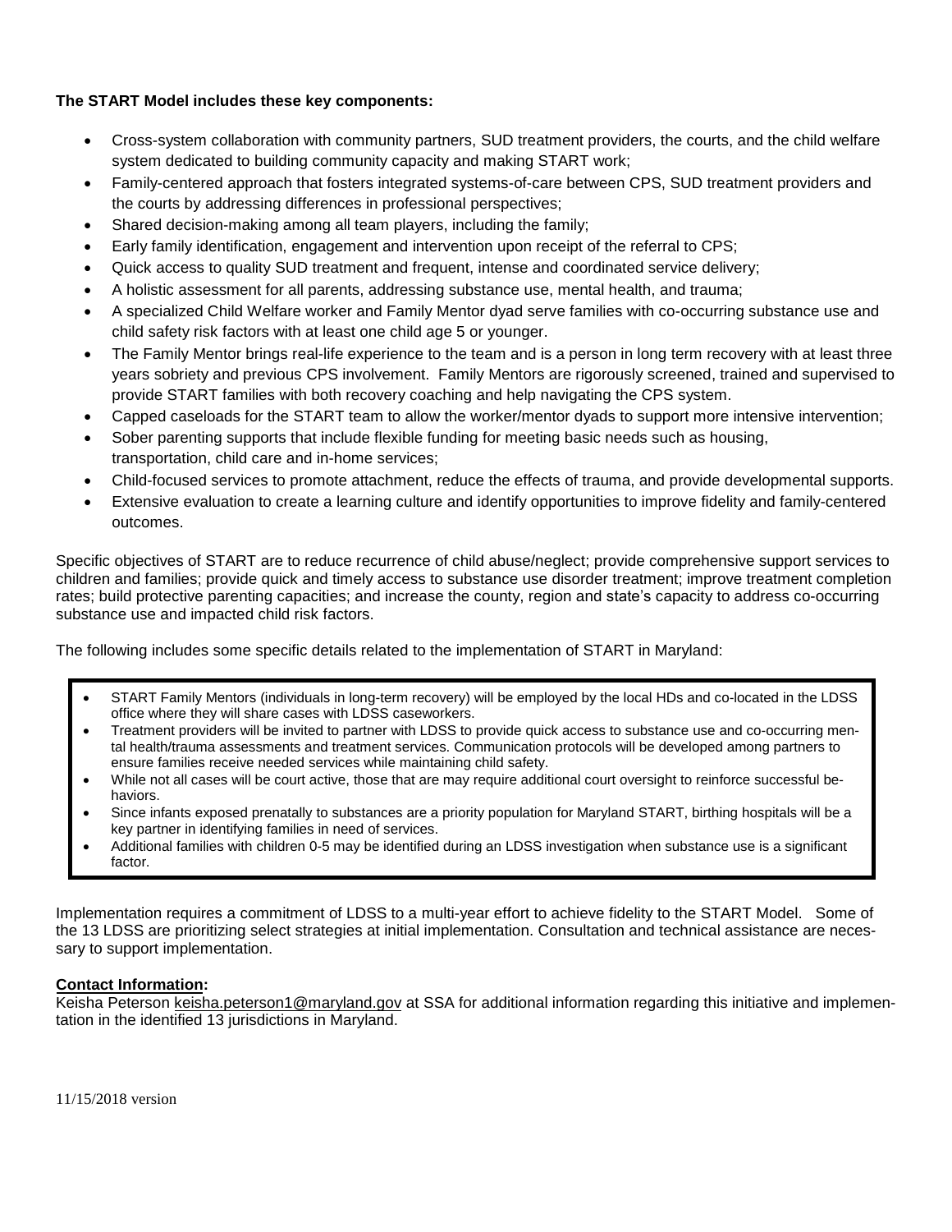**The START Model includes these key components:**

- Cross-system collaboration with community partners, SUD treatment providers, the courts, and the child welfare system dedicated to building community capacity and making START work;
- Family-centered approach that fosters integrated systems-of-care between CPS, SUD treatment providers and the courts by addressing differences in professional perspectives;
- Shared decision-making among all team players, including the family;
- Early family identification, engagement and intervention upon receipt of the referral to CPS;
- Quick access to quality SUD treatment and frequent, intense and coordinated service delivery;
- A holistic assessment for all parents, addressing substance use, mental health, and trauma;
- A specialized Child Welfare worker and Family Mentor dyad serve families with co-occurring substance use and child safety risk factors with at least one child age 5 or younger.
- The Family Mentor brings real-life experience to the team and is a person in long term recovery with at least three years sobriety and previous CPS involvement. Family Mentors are rigorously screened, trained and supervised to provide START families with both recovery coaching and help navigating the CPS system.
- Capped caseloads for the START team to allow the worker/mentor dyads to support more intensive intervention;
- Sober parenting supports that include flexible funding for meeting basic needs such as housing, transportation, child care and in-home services;
- Child-focused services to promote attachment, reduce the effects of trauma, and provide developmental supports.
- Extensive evaluation to create a learning culture and identify opportunities to improve fidelity and family-centered outcomes.

Specific objectives of START are to reduce recurrence of child abuse/neglect; provide comprehensive support services to children and families; provide quick and timely access to substance use disorder treatment; improve treatment completion rates; build protective parenting capacities; and increase the county, region and state's capacity to address co-occurring substance use and impacted child risk factors.

The following includes some specific details related to the implementation of START in Maryland:

- START Family Mentors (individuals in long-term recovery) will be employed by the local HDs and co-located in the LDSS office where they will share cases with LDSS caseworkers.
- Treatment providers will be invited to partner with LDSS to provide quick access to substance use and co-occurring mental health/trauma assessments and treatment services. Communication protocols will be developed among partners to ensure families receive needed services while maintaining child safety.
- While not all cases will be court active, those that are may require additional court oversight to reinforce successful behaviors.
- Since infants exposed prenatally to substances are a priority population for Maryland START, birthing hospitals will be a key partner in identifying families in need of services.
- Additional families with children 0-5 may be identified during an LDSS investigation when substance use is a significant factor.

Implementation requires a commitment of LDSS to a multi-year effort to achieve fidelity to the START Model. Some of the 13 LDSS are prioritizing select strategies at initial implementation. Consultation and technical assistance are necessary to support implementation.

**Contact Information:**

Keisha Peterson keisha.peterson1@maryland.gov at SSA for additional information regarding this initiative and implementation in the identified 13 jurisdictions in Maryland.

11/15/2018 version